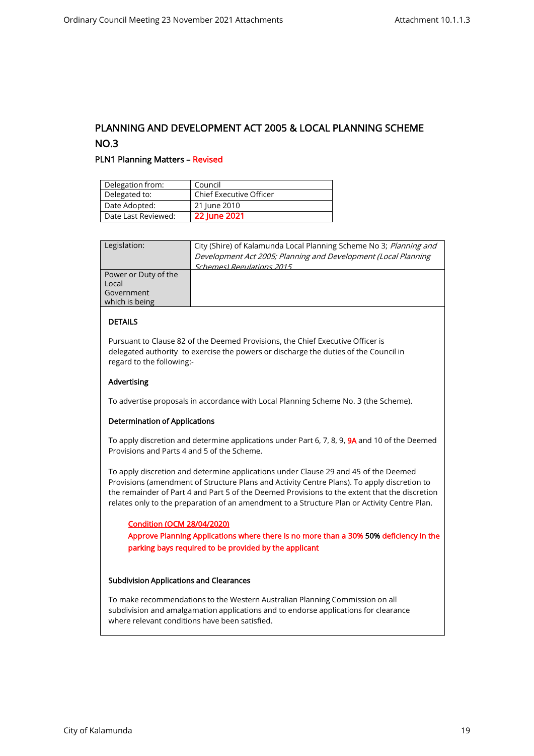# PLANNING AND DEVELOPMENT ACT 2005 & LOCAL PLANNING SCHEME NO.3

## PLN1 Planning Matters – Revised

| Delegation from: | Council |
|---|---|
| Delegated to: | Chief Executive Officer |
| Date Adopted: | 21 June 2010 |
| Date Last Reviewed: | 22 June 2021 |

| Legislation: | City (Shire) of Kalamunda Local Planning Scheme No 3; *Planning and Development Act 2005; Planning and Development (Local Planning Schemes) Regulations 2015* |
|---|---|
| Power or Duty of the Local Government which is being | |

**DETAILS**

Pursuant to Clause 82 of the Deemed Provisions, the Chief Executive Officer is delegated authority to exercise the powers or discharge the duties of the Council in regard to the following:-

**Advertising**

To advertise proposals in accordance with Local Planning Scheme No. 3 (the Scheme).

**Determination of Applications**

To apply discretion and determine applications under Part 6, 7, 8, 9, 9A and 10 of the Deemed Provisions and Parts 4 and 5 of the Scheme.

To apply discretion and determine applications under Clause 29 and 45 of the Deemed Provisions (amendment of Structure Plans and Activity Centre Plans). To apply discretion to the remainder of Part 4 and Part 5 of the Deemed Provisions to the extent that the discretion relates only to the preparation of an amendment to a Structure Plan or Activity Centre Plan.

Condition (OCM 28/04/2020)
Approve Planning Applications where there is no more than a ~~30%~~ 50% deficiency in the parking bays required to be provided by the applicant

**Subdivision Applications and Clearances**

To make recommendations to the Western Australian Planning Commission on all subdivision and amalgamation applications and to endorse applications for clearance where relevant conditions have been satisfied.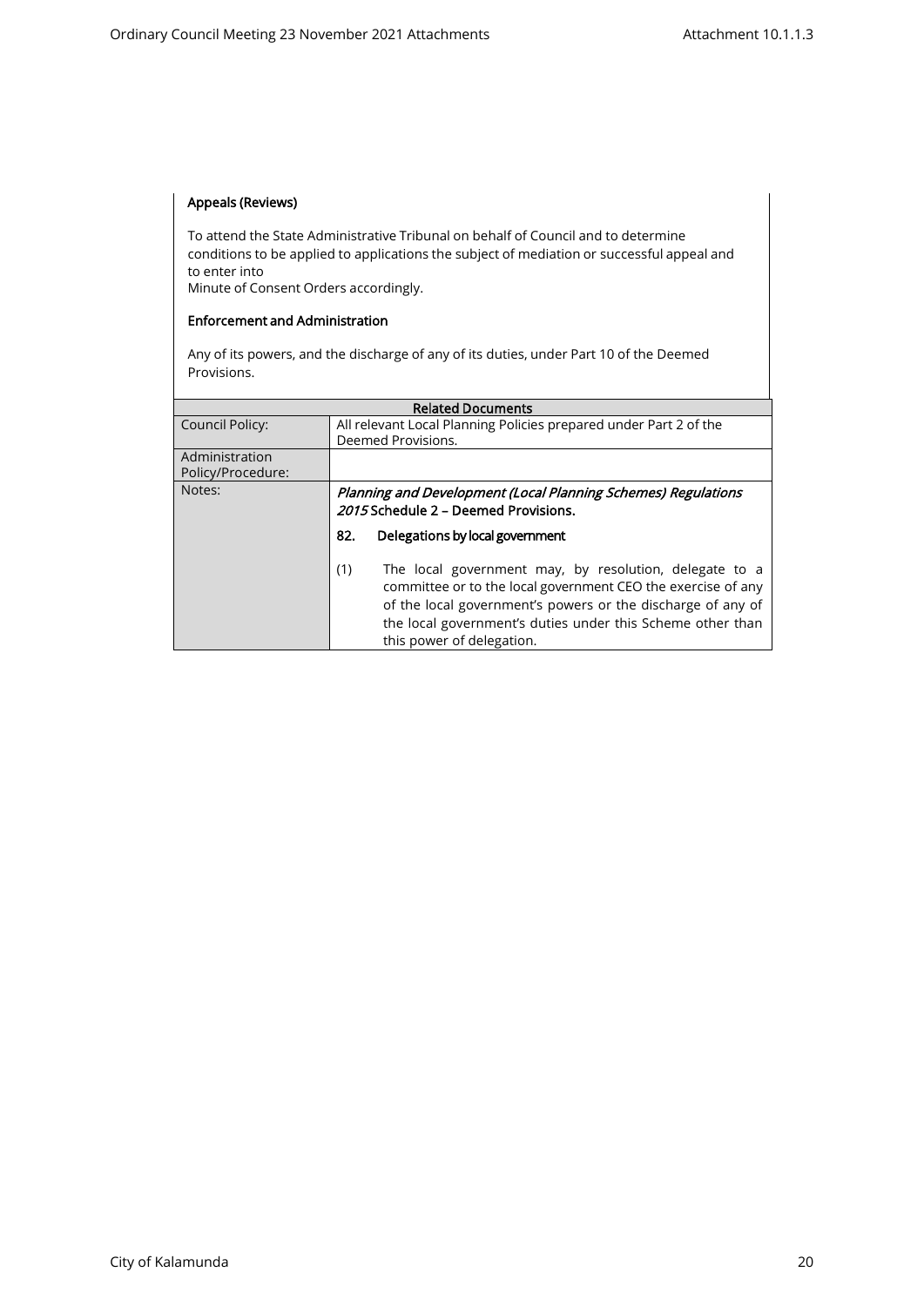**Appeals (Reviews)**

To attend the State Administrative Tribunal on behalf of Council and to determine conditions to be applied to applications the subject of mediation or successful appeal and to enter into
Minute of Consent Orders accordingly.

**Enforcement and Administration**

Any of its powers, and the discharge of any of its duties, under Part 10 of the Deemed Provisions.

| Related Documents | |
|---|---|
| Council Policy: | All relevant Local Planning Policies prepared under Part 2 of the Deemed Provisions. |
| Administration Policy/Procedure: | |
| Notes: | ***Planning and Development (Local Planning Schemes) Regulations 2015* Schedule 2 – Deemed Provisions.**<br><br>**82. Delegations by local government**<br><br>(1) The local government may, by resolution, delegate to a committee or to the local government CEO the exercise of any of the local government's powers or the discharge of any of the local government's duties under this Scheme other than this power of delegation. |